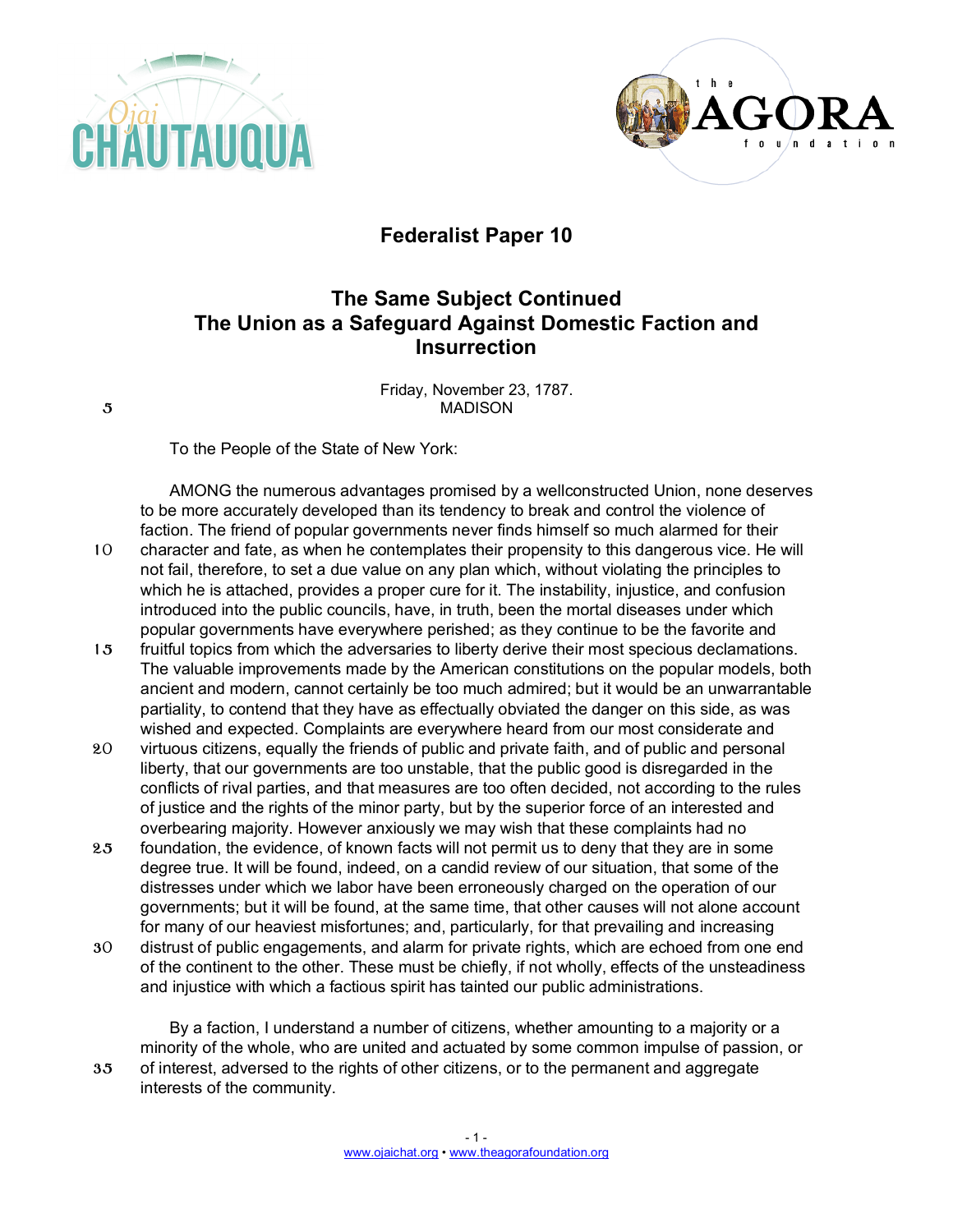# Federalist Paper 10

## The Same Subject Continued
## The Union as a Safeguard Against Domestic Faction and Insurrection

Friday, November 23, 1787.
MADISON

To the People of the State of New York:

AMONG the numerous advantages promised by a wellconstructed Union, none deserves to be more accurately developed than its tendency to break and control the violence of faction. The friend of popular governments never finds himself so much alarmed for their character and fate, as when he contemplates their propensity to this dangerous vice. He will not fail, therefore, to set a due value on any plan which, without violating the principles to which he is attached, provides a proper cure for it. The instability, injustice, and confusion introduced into the public councils, have, in truth, been the mortal diseases under which popular governments have everywhere perished; as they continue to be the favorite and fruitful topics from which the adversaries to liberty derive their most specious declamations. The valuable improvements made by the American constitutions on the popular models, both ancient and modern, cannot certainly be too much admired; but it would be an unwarrantable partiality, to contend that they have as effectually obviated the danger on this side, as was wished and expected. Complaints are everywhere heard from our most considerate and virtuous citizens, equally the friends of public and private faith, and of public and personal liberty, that our governments are too unstable, that the public good is disregarded in the conflicts of rival parties, and that measures are too often decided, not according to the rules of justice and the rights of the minor party, but by the superior force of an interested and overbearing majority. However anxiously we may wish that these complaints had no foundation, the evidence, of known facts will not permit us to deny that they are in some degree true. It will be found, indeed, on a candid review of our situation, that some of the distresses under which we labor have been erroneously charged on the operation of our governments; but it will be found, at the same time, that other causes will not alone account for many of our heaviest misfortunes; and, particularly, for that prevailing and increasing distrust of public engagements, and alarm for private rights, which are echoed from one end of the continent to the other. These must be chiefly, if not wholly, effects of the unsteadiness and injustice with which a factious spirit has tainted our public administrations.

By a faction, I understand a number of citizens, whether amounting to a majority or a minority of the whole, who are united and actuated by some common impulse of passion, or of interest, adversed to the rights of other citizens, or to the permanent and aggregate interests of the community.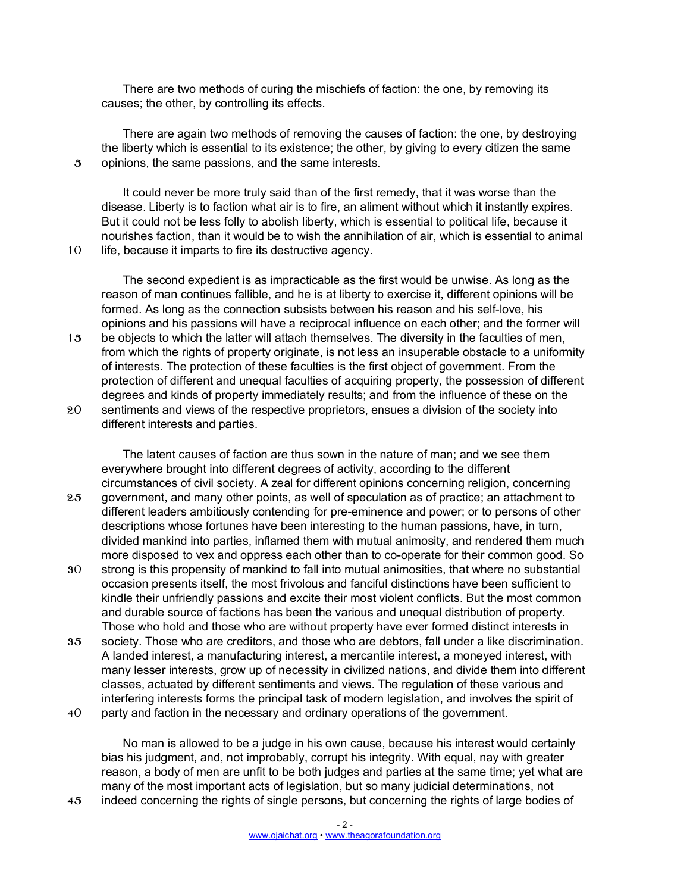There are two methods of curing the mischiefs of faction: the one, by removing its causes; the other, by controlling its effects.

There are again two methods of removing the causes of faction: the one, by destroying the liberty which is essential to its existence; the other, by giving to every citizen the same opinions, the same passions, and the same interests.

It could never be more truly said than of the first remedy, that it was worse than the disease. Liberty is to faction what air is to fire, an aliment without which it instantly expires. But it could not be less folly to abolish liberty, which is essential to political life, because it nourishes faction, than it would be to wish the annihilation of air, which is essential to animal life, because it imparts to fire its destructive agency.

The second expedient is as impracticable as the first would be unwise. As long as the reason of man continues fallible, and he is at liberty to exercise it, different opinions will be formed. As long as the connection subsists between his reason and his self-love, his opinions and his passions will have a reciprocal influence on each other; and the former will be objects to which the latter will attach themselves. The diversity in the faculties of men, from which the rights of property originate, is not less an insuperable obstacle to a uniformity of interests. The protection of these faculties is the first object of government. From the protection of different and unequal faculties of acquiring property, the possession of different degrees and kinds of property immediately results; and from the influence of these on the sentiments and views of the respective proprietors, ensues a division of the society into different interests and parties.

The latent causes of faction are thus sown in the nature of man; and we see them everywhere brought into different degrees of activity, according to the different circumstances of civil society. A zeal for different opinions concerning religion, concerning government, and many other points, as well of speculation as of practice; an attachment to different leaders ambitiously contending for pre-eminence and power; or to persons of other descriptions whose fortunes have been interesting to the human passions, have, in turn, divided mankind into parties, inflamed them with mutual animosity, and rendered them much more disposed to vex and oppress each other than to co-operate for their common good. So strong is this propensity of mankind to fall into mutual animosities, that where no substantial occasion presents itself, the most frivolous and fanciful distinctions have been sufficient to kindle their unfriendly passions and excite their most violent conflicts. But the most common and durable source of factions has been the various and unequal distribution of property. Those who hold and those who are without property have ever formed distinct interests in society. Those who are creditors, and those who are debtors, fall under a like discrimination. A landed interest, a manufacturing interest, a mercantile interest, a moneyed interest, with many lesser interests, grow up of necessity in civilized nations, and divide them into different classes, actuated by different sentiments and views. The regulation of these various and interfering interests forms the principal task of modern legislation, and involves the spirit of party and faction in the necessary and ordinary operations of the government.

No man is allowed to be a judge in his own cause, because his interest would certainly bias his judgment, and, not improbably, corrupt his integrity. With equal, nay with greater reason, a body of men are unfit to be both judges and parties at the same time; yet what are many of the most important acts of legislation, but so many judicial determinations, not indeed concerning the rights of single persons, but concerning the rights of large bodies of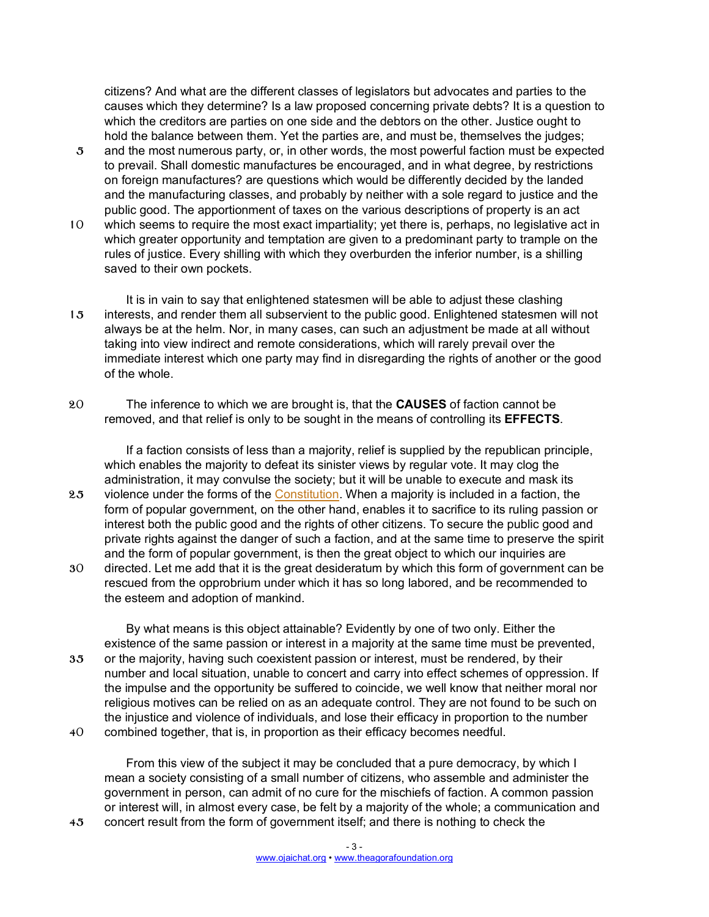citizens? And what are the different classes of legislators but advocates and parties to the causes which they determine? Is a law proposed concerning private debts? It is a question to which the creditors are parties on one side and the debtors on the other. Justice ought to hold the balance between them. Yet the parties are, and must be, themselves the judges; and the most numerous party, or, in other words, the most powerful faction must be expected to prevail. Shall domestic manufactures be encouraged, and in what degree, by restrictions on foreign manufactures? are questions which would be differently decided by the landed and the manufacturing classes, and probably by neither with a sole regard to justice and the public good. The apportionment of taxes on the various descriptions of property is an act which seems to require the most exact impartiality; yet there is, perhaps, no legislative act in which greater opportunity and temptation are given to a predominant party to trample on the rules of justice. Every shilling with which they overburden the inferior number, is a shilling saved to their own pockets.

It is in vain to say that enlightened statesmen will be able to adjust these clashing interests, and render them all subservient to the public good. Enlightened statesmen will not always be at the helm. Nor, in many cases, can such an adjustment be made at all without taking into view indirect and remote considerations, which will rarely prevail over the immediate interest which one party may find in disregarding the rights of another or the good of the whole.

The inference to which we are brought is, that the **CAUSES** of faction cannot be removed, and that relief is only to be sought in the means of controlling its **EFFECTS**.

If a faction consists of less than a majority, relief is supplied by the republican principle, which enables the majority to defeat its sinister views by regular vote. It may clog the administration, it may convulse the society; but it will be unable to execute and mask its violence under the forms of the Constitution. When a majority is included in a faction, the form of popular government, on the other hand, enables it to sacrifice to its ruling passion or interest both the public good and the rights of other citizens. To secure the public good and private rights against the danger of such a faction, and at the same time to preserve the spirit and the form of popular government, is then the great object to which our inquiries are directed. Let me add that it is the great desideratum by which this form of government can be rescued from the opprobrium under which it has so long labored, and be recommended to the esteem and adoption of mankind.

By what means is this object attainable? Evidently by one of two only. Either the existence of the same passion or interest in a majority at the same time must be prevented, or the majority, having such coexistent passion or interest, must be rendered, by their number and local situation, unable to concert and carry into effect schemes of oppression. If the impulse and the opportunity be suffered to coincide, we well know that neither moral nor religious motives can be relied on as an adequate control. They are not found to be such on the injustice and violence of individuals, and lose their efficacy in proportion to the number combined together, that is, in proportion as their efficacy becomes needful.

From this view of the subject it may be concluded that a pure democracy, by which I mean a society consisting of a small number of citizens, who assemble and administer the government in person, can admit of no cure for the mischiefs of faction. A common passion or interest will, in almost every case, be felt by a majority of the whole; a communication and concert result from the form of government itself; and there is nothing to check the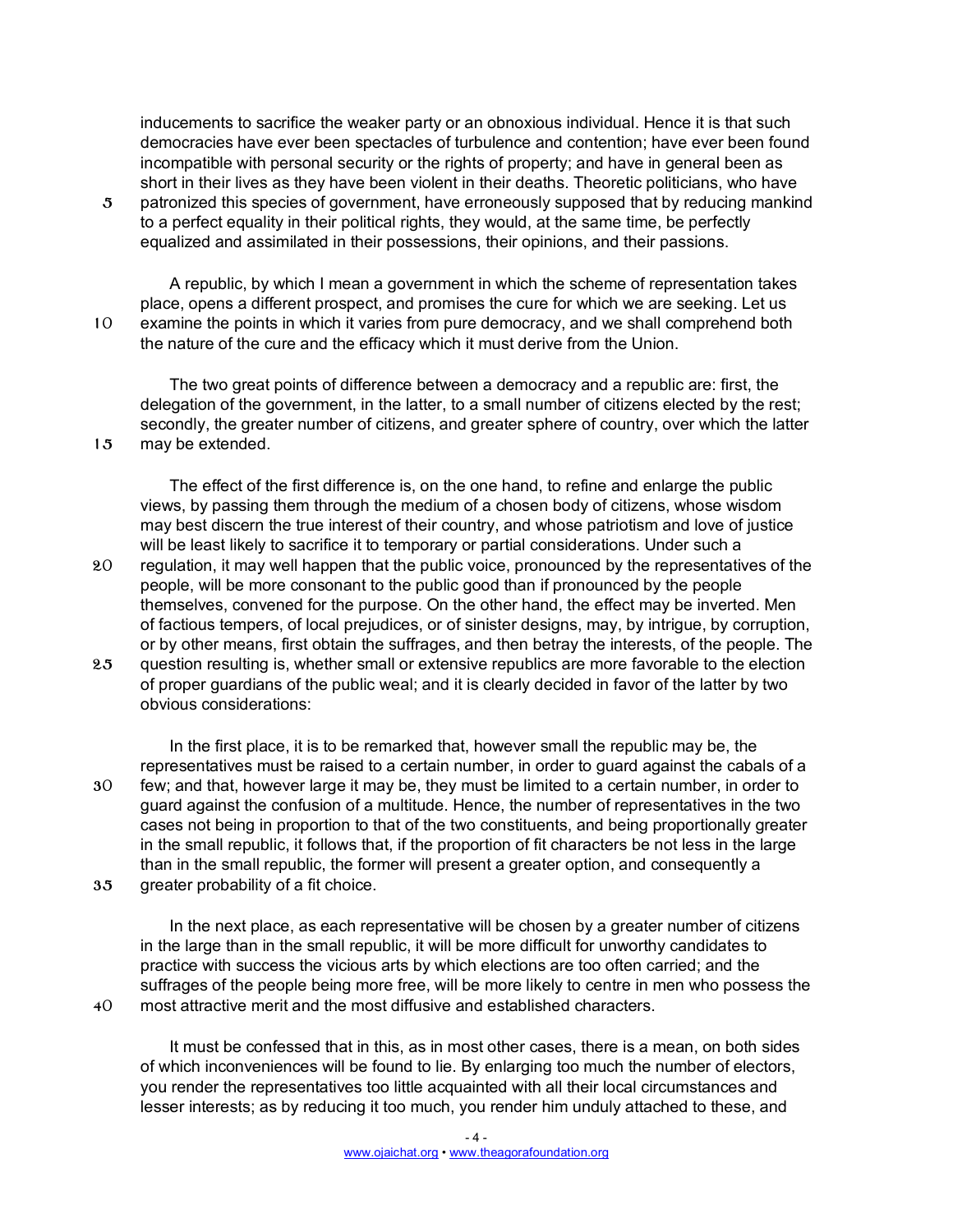inducements to sacrifice the weaker party or an obnoxious individual. Hence it is that such democracies have ever been spectacles of turbulence and contention; have ever been found incompatible with personal security or the rights of property; and have in general been as short in their lives as they have been violent in their deaths. Theoretic politicians, who have patronized this species of government, have erroneously supposed that by reducing mankind to a perfect equality in their political rights, they would, at the same time, be perfectly equalized and assimilated in their possessions, their opinions, and their passions.

A republic, by which I mean a government in which the scheme of representation takes place, opens a different prospect, and promises the cure for which we are seeking. Let us examine the points in which it varies from pure democracy, and we shall comprehend both the nature of the cure and the efficacy which it must derive from the Union.

The two great points of difference between a democracy and a republic are: first, the delegation of the government, in the latter, to a small number of citizens elected by the rest; secondly, the greater number of citizens, and greater sphere of country, over which the latter may be extended.

The effect of the first difference is, on the one hand, to refine and enlarge the public views, by passing them through the medium of a chosen body of citizens, whose wisdom may best discern the true interest of their country, and whose patriotism and love of justice will be least likely to sacrifice it to temporary or partial considerations. Under such a regulation, it may well happen that the public voice, pronounced by the representatives of the people, will be more consonant to the public good than if pronounced by the people themselves, convened for the purpose. On the other hand, the effect may be inverted. Men of factious tempers, of local prejudices, or of sinister designs, may, by intrigue, by corruption, or by other means, first obtain the suffrages, and then betray the interests, of the people. The question resulting is, whether small or extensive republics are more favorable to the election of proper guardians of the public weal; and it is clearly decided in favor of the latter by two obvious considerations:

In the first place, it is to be remarked that, however small the republic may be, the representatives must be raised to a certain number, in order to guard against the cabals of a few; and that, however large it may be, they must be limited to a certain number, in order to guard against the confusion of a multitude. Hence, the number of representatives in the two cases not being in proportion to that of the two constituents, and being proportionally greater in the small republic, it follows that, if the proportion of fit characters be not less in the large than in the small republic, the former will present a greater option, and consequently a greater probability of a fit choice.

In the next place, as each representative will be chosen by a greater number of citizens in the large than in the small republic, it will be more difficult for unworthy candidates to practice with success the vicious arts by which elections are too often carried; and the suffrages of the people being more free, will be more likely to centre in men who possess the most attractive merit and the most diffusive and established characters.

It must be confessed that in this, as in most other cases, there is a mean, on both sides of which inconveniences will be found to lie. By enlarging too much the number of electors, you render the representatives too little acquainted with all their local circumstances and lesser interests; as by reducing it too much, you render him unduly attached to these, and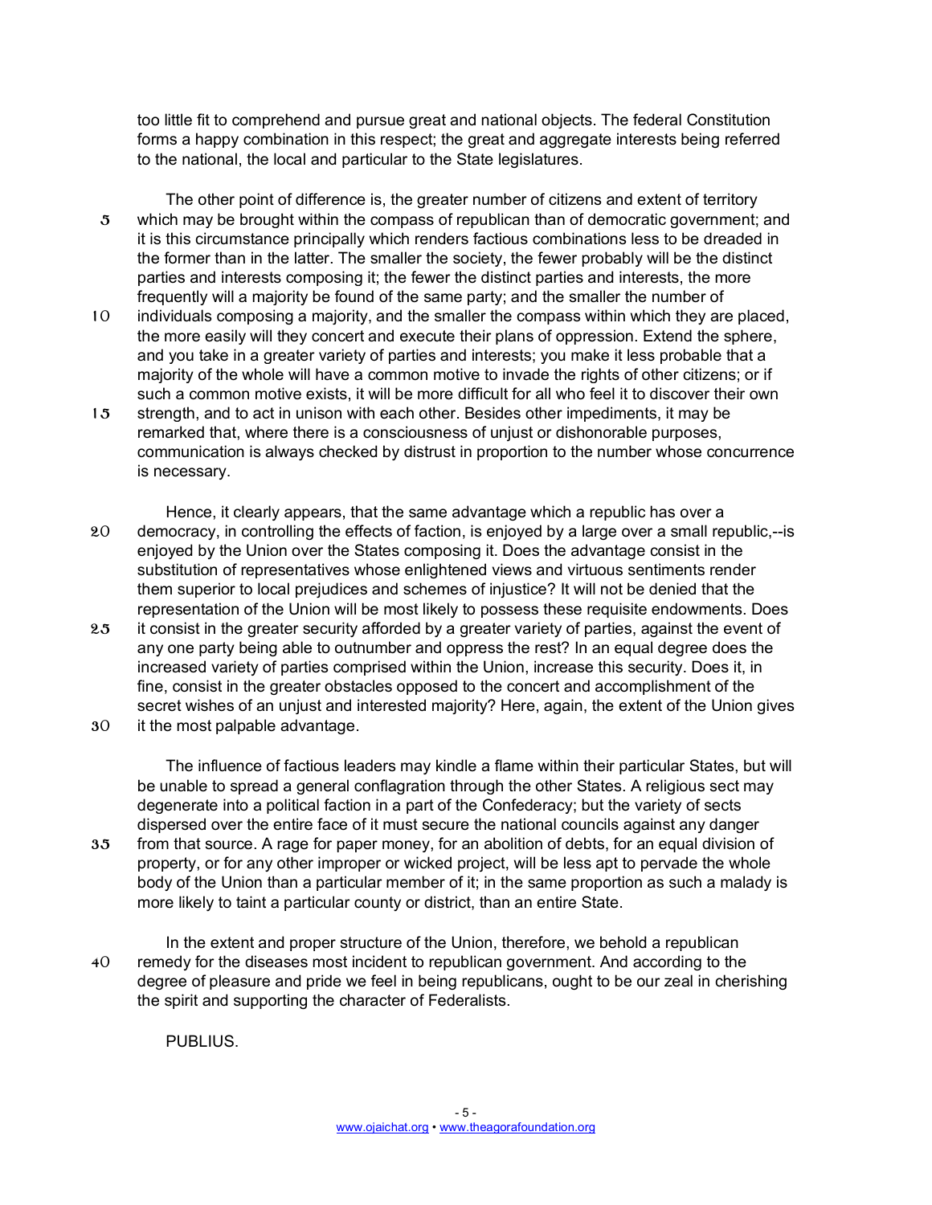too little fit to comprehend and pursue great and national objects. The federal Constitution forms a happy combination in this respect; the great and aggregate interests being referred to the national, the local and particular to the State legislatures.

The other point of difference is, the greater number of citizens and extent of territory which may be brought within the compass of republican than of democratic government; and it is this circumstance principally which renders factious combinations less to be dreaded in the former than in the latter. The smaller the society, the fewer probably will be the distinct parties and interests composing it; the fewer the distinct parties and interests, the more frequently will a majority be found of the same party; and the smaller the number of individuals composing a majority, and the smaller the compass within which they are placed, the more easily will they concert and execute their plans of oppression. Extend the sphere, and you take in a greater variety of parties and interests; you make it less probable that a majority of the whole will have a common motive to invade the rights of other citizens; or if such a common motive exists, it will be more difficult for all who feel it to discover their own strength, and to act in unison with each other. Besides other impediments, it may be remarked that, where there is a consciousness of unjust or dishonorable purposes, communication is always checked by distrust in proportion to the number whose concurrence is necessary.

Hence, it clearly appears, that the same advantage which a republic has over a democracy, in controlling the effects of faction, is enjoyed by a large over a small republic,--is enjoyed by the Union over the States composing it. Does the advantage consist in the substitution of representatives whose enlightened views and virtuous sentiments render them superior to local prejudices and schemes of injustice? It will not be denied that the representation of the Union will be most likely to possess these requisite endowments. Does it consist in the greater security afforded by a greater variety of parties, against the event of any one party being able to outnumber and oppress the rest? In an equal degree does the increased variety of parties comprised within the Union, increase this security. Does it, in fine, consist in the greater obstacles opposed to the concert and accomplishment of the secret wishes of an unjust and interested majority? Here, again, the extent of the Union gives it the most palpable advantage.

The influence of factious leaders may kindle a flame within their particular States, but will be unable to spread a general conflagration through the other States. A religious sect may degenerate into a political faction in a part of the Confederacy; but the variety of sects dispersed over the entire face of it must secure the national councils against any danger from that source. A rage for paper money, for an abolition of debts, for an equal division of property, or for any other improper or wicked project, will be less apt to pervade the whole body of the Union than a particular member of it; in the same proportion as such a malady is more likely to taint a particular county or district, than an entire State.

In the extent and proper structure of the Union, therefore, we behold a republican remedy for the diseases most incident to republican government. And according to the degree of pleasure and pride we feel in being republicans, ought to be our zeal in cherishing the spirit and supporting the character of Federalists.

PUBLIUS.